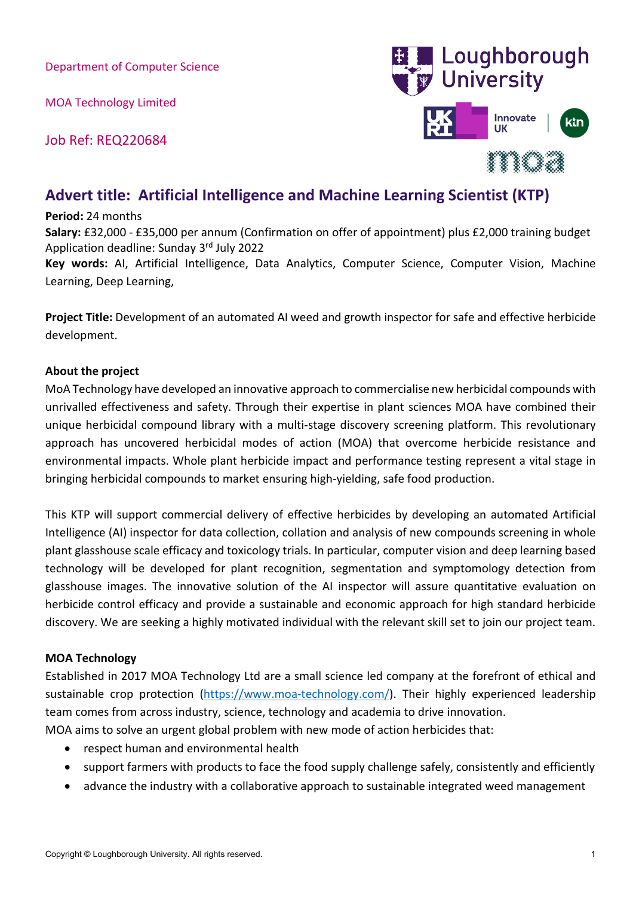Department of Computer Science

MOA Technology Limited

Job Ref: REQ220684

## Advert title: Artificial Intelligence and Machine Learning Scientist (KTP)

**Period:** 24 months
**Salary:** £32,000 - £35,000 per annum (Confirmation on offer of appointment) plus £2,000 training budget
Application deadline: Sunday 3rd July 2022
**Key words:** AI, Artificial Intelligence, Data Analytics, Computer Science, Computer Vision, Machine Learning, Deep Learning,

**Project Title:** Development of an automated AI weed and growth inspector for safe and effective herbicide development.

**About the project**

MoA Technology have developed an innovative approach to commercialise new herbicidal compounds with unrivalled effectiveness and safety. Through their expertise in plant sciences MOA have combined their unique herbicidal compound library with a multi-stage discovery screening platform. This revolutionary approach has uncovered herbicidal modes of action (MOA) that overcome herbicide resistance and environmental impacts. Whole plant herbicide impact and performance testing represent a vital stage in bringing herbicidal compounds to market ensuring high-yielding, safe food production.

This KTP will support commercial delivery of effective herbicides by developing an automated Artificial Intelligence (AI) inspector for data collection, collation and analysis of new compounds screening in whole plant glasshouse scale efficacy and toxicology trials. In particular, computer vision and deep learning based technology will be developed for plant recognition, segmentation and symptomology detection from glasshouse images. The innovative solution of the AI inspector will assure quantitative evaluation on herbicide control efficacy and provide a sustainable and economic approach for high standard herbicide discovery. We are seeking a highly motivated individual with the relevant skill set to join our project team.

**MOA Technology**

Established in 2017 MOA Technology Ltd are a small science led company at the forefront of ethical and sustainable crop protection (https://www.moa-technology.com/). Their highly experienced leadership team comes from across industry, science, technology and academia to drive innovation.
MOA aims to solve an urgent global problem with new mode of action herbicides that:

- respect human and environmental health
- support farmers with products to face the food supply challenge safely, consistently and efficiently
- advance the industry with a collaborative approach to sustainable integrated weed management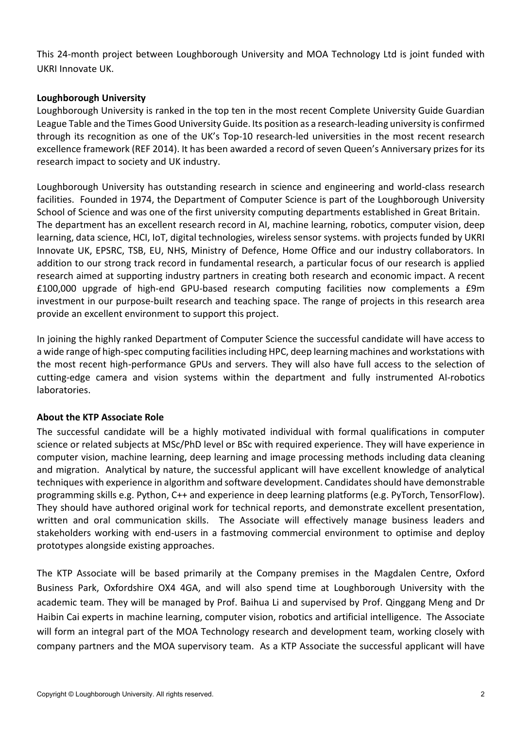This 24-month project between Loughborough University and MOA Technology Ltd is joint funded with UKRI Innovate UK.

**Loughborough University**

Loughborough University is ranked in the top ten in the most recent Complete University Guide Guardian League Table and the Times Good University Guide. Its position as a research-leading university is confirmed through its recognition as one of the UK's Top-10 research-led universities in the most recent research excellence framework (REF 2014). It has been awarded a record of seven Queen's Anniversary prizes for its research impact to society and UK industry.

Loughborough University has outstanding research in science and engineering and world-class research facilities. Founded in 1974, the Department of Computer Science is part of the Loughborough University School of Science and was one of the first university computing departments established in Great Britain. The department has an excellent research record in AI, machine learning, robotics, computer vision, deep learning, data science, HCI, IoT, digital technologies, wireless sensor systems. with projects funded by UKRI Innovate UK, EPSRC, TSB, EU, NHS, Ministry of Defence, Home Office and our industry collaborators. In addition to our strong track record in fundamental research, a particular focus of our research is applied research aimed at supporting industry partners in creating both research and economic impact. A recent £100,000 upgrade of high-end GPU-based research computing facilities now complements a £9m investment in our purpose-built research and teaching space. The range of projects in this research area provide an excellent environment to support this project.

In joining the highly ranked Department of Computer Science the successful candidate will have access to a wide range of high-spec computing facilities including HPC, deep learning machines and workstations with the most recent high-performance GPUs and servers. They will also have full access to the selection of cutting-edge camera and vision systems within the department and fully instrumented AI-robotics laboratories.

**About the KTP Associate Role**

The successful candidate will be a highly motivated individual with formal qualifications in computer science or related subjects at MSc/PhD level or BSc with required experience. They will have experience in computer vision, machine learning, deep learning and image processing methods including data cleaning and migration. Analytical by nature, the successful applicant will have excellent knowledge of analytical techniques with experience in algorithm and software development. Candidates should have demonstrable programming skills e.g. Python, C++ and experience in deep learning platforms (e.g. PyTorch, TensorFlow). They should have authored original work for technical reports, and demonstrate excellent presentation, written and oral communication skills. The Associate will effectively manage business leaders and stakeholders working with end-users in a fastmoving commercial environment to optimise and deploy prototypes alongside existing approaches.

The KTP Associate will be based primarily at the Company premises in the Magdalen Centre, Oxford Business Park, Oxfordshire OX4 4GA, and will also spend time at Loughborough University with the academic team. They will be managed by Prof. Baihua Li and supervised by Prof. Qinggang Meng and Dr Haibin Cai experts in machine learning, computer vision, robotics and artificial intelligence. The Associate will form an integral part of the MOA Technology research and development team, working closely with company partners and the MOA supervisory team. As a KTP Associate the successful applicant will have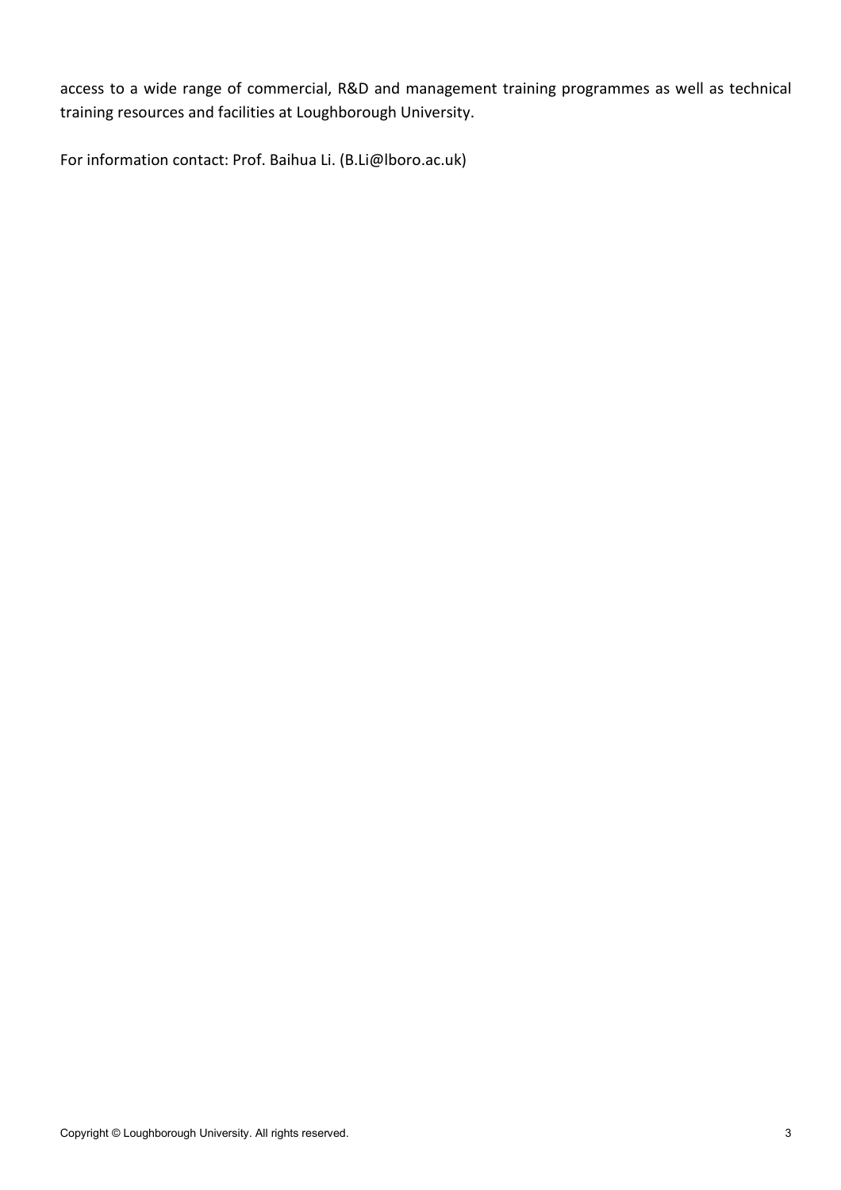access to a wide range of commercial, R&D and management training programmes as well as technical training resources and facilities at Loughborough University.

For information contact: Prof. Baihua Li. (B.Li@lboro.ac.uk)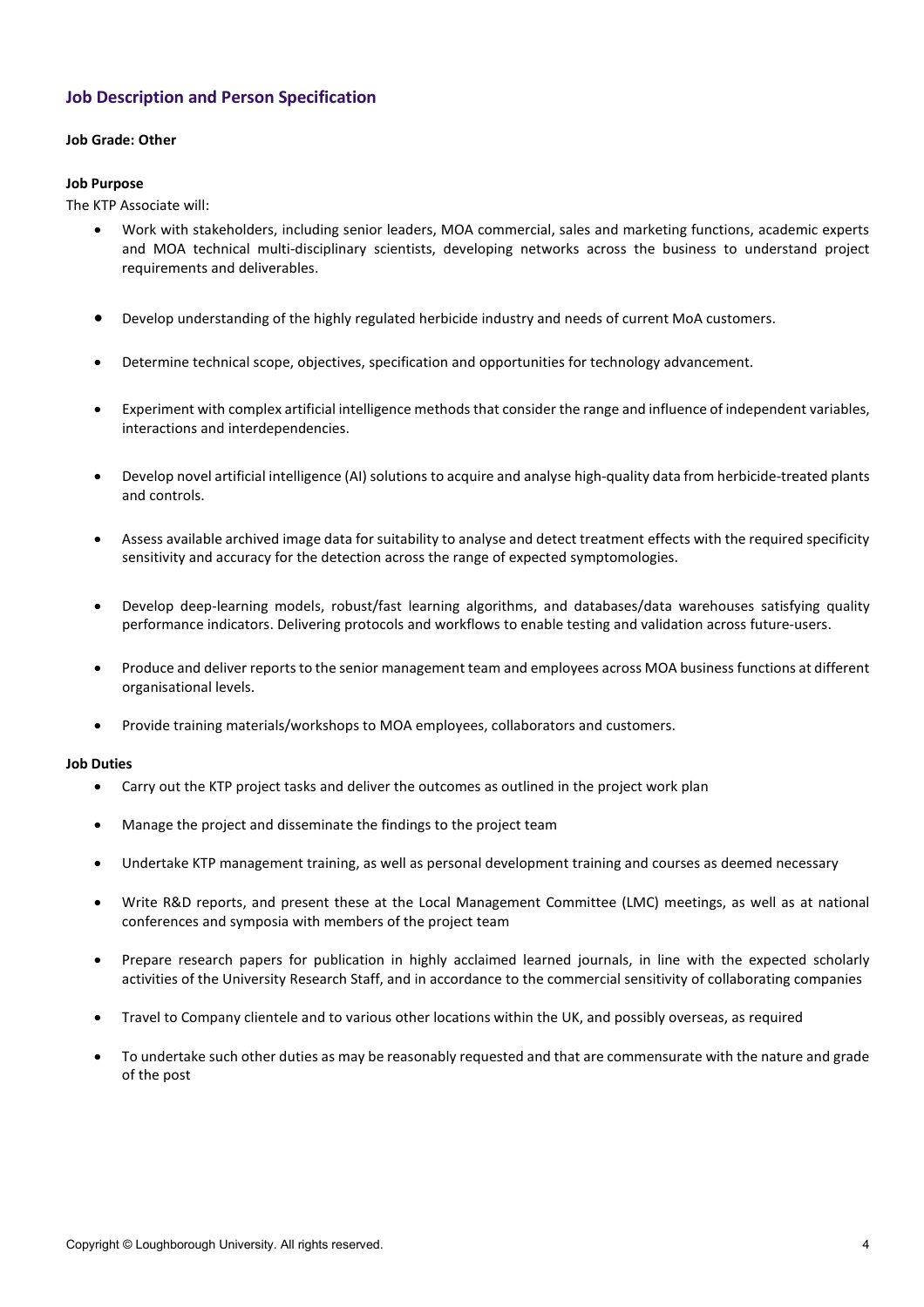## Job Description and Person Specification

**Job Grade: Other**

**Job Purpose**

The KTP Associate will:

- Work with stakeholders, including senior leaders, MOA commercial, sales and marketing functions, academic experts and MOA technical multi-disciplinary scientists, developing networks across the business to understand project requirements and deliverables.
- Develop understanding of the highly regulated herbicide industry and needs of current MoA customers.
- Determine technical scope, objectives, specification and opportunities for technology advancement.
- Experiment with complex artificial intelligence methods that consider the range and influence of independent variables, interactions and interdependencies.
- Develop novel artificial intelligence (AI) solutions to acquire and analyse high-quality data from herbicide-treated plants and controls.
- Assess available archived image data for suitability to analyse and detect treatment effects with the required specificity sensitivity and accuracy for the detection across the range of expected symptomologies.
- Develop deep-learning models, robust/fast learning algorithms, and databases/data warehouses satisfying quality performance indicators. Delivering protocols and workflows to enable testing and validation across future-users.
- Produce and deliver reports to the senior management team and employees across MOA business functions at different organisational levels.
- Provide training materials/workshops to MOA employees, collaborators and customers.

**Job Duties**

- Carry out the KTP project tasks and deliver the outcomes as outlined in the project work plan
- Manage the project and disseminate the findings to the project team
- Undertake KTP management training, as well as personal development training and courses as deemed necessary
- Write R&D reports, and present these at the Local Management Committee (LMC) meetings, as well as at national conferences and symposia with members of the project team
- Prepare research papers for publication in highly acclaimed learned journals, in line with the expected scholarly activities of the University Research Staff, and in accordance to the commercial sensitivity of collaborating companies
- Travel to Company clientele and to various other locations within the UK, and possibly overseas, as required
- To undertake such other duties as may be reasonably requested and that are commensurate with the nature and grade of the post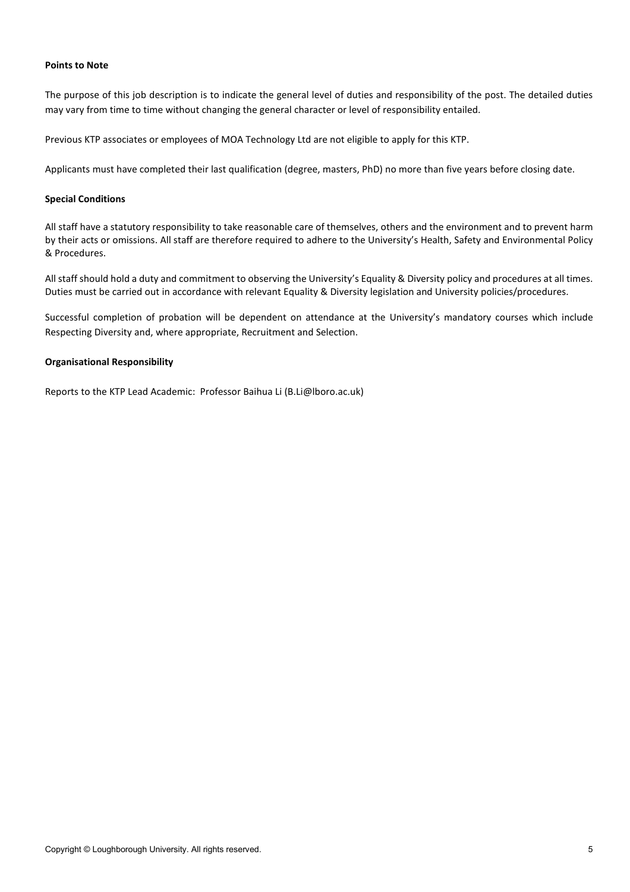**Points to Note**

The purpose of this job description is to indicate the general level of duties and responsibility of the post. The detailed duties may vary from time to time without changing the general character or level of responsibility entailed.

Previous KTP associates or employees of MOA Technology Ltd are not eligible to apply for this KTP.

Applicants must have completed their last qualification (degree, masters, PhD) no more than five years before closing date.

**Special Conditions**

All staff have a statutory responsibility to take reasonable care of themselves, others and the environment and to prevent harm by their acts or omissions. All staff are therefore required to adhere to the University's Health, Safety and Environmental Policy & Procedures.

All staff should hold a duty and commitment to observing the University's Equality & Diversity policy and procedures at all times. Duties must be carried out in accordance with relevant Equality & Diversity legislation and University policies/procedures.

Successful completion of probation will be dependent on attendance at the University's mandatory courses which include Respecting Diversity and, where appropriate, Recruitment and Selection.

**Organisational Responsibility**

Reports to the KTP Lead Academic: Professor Baihua Li (B.Li@lboro.ac.uk)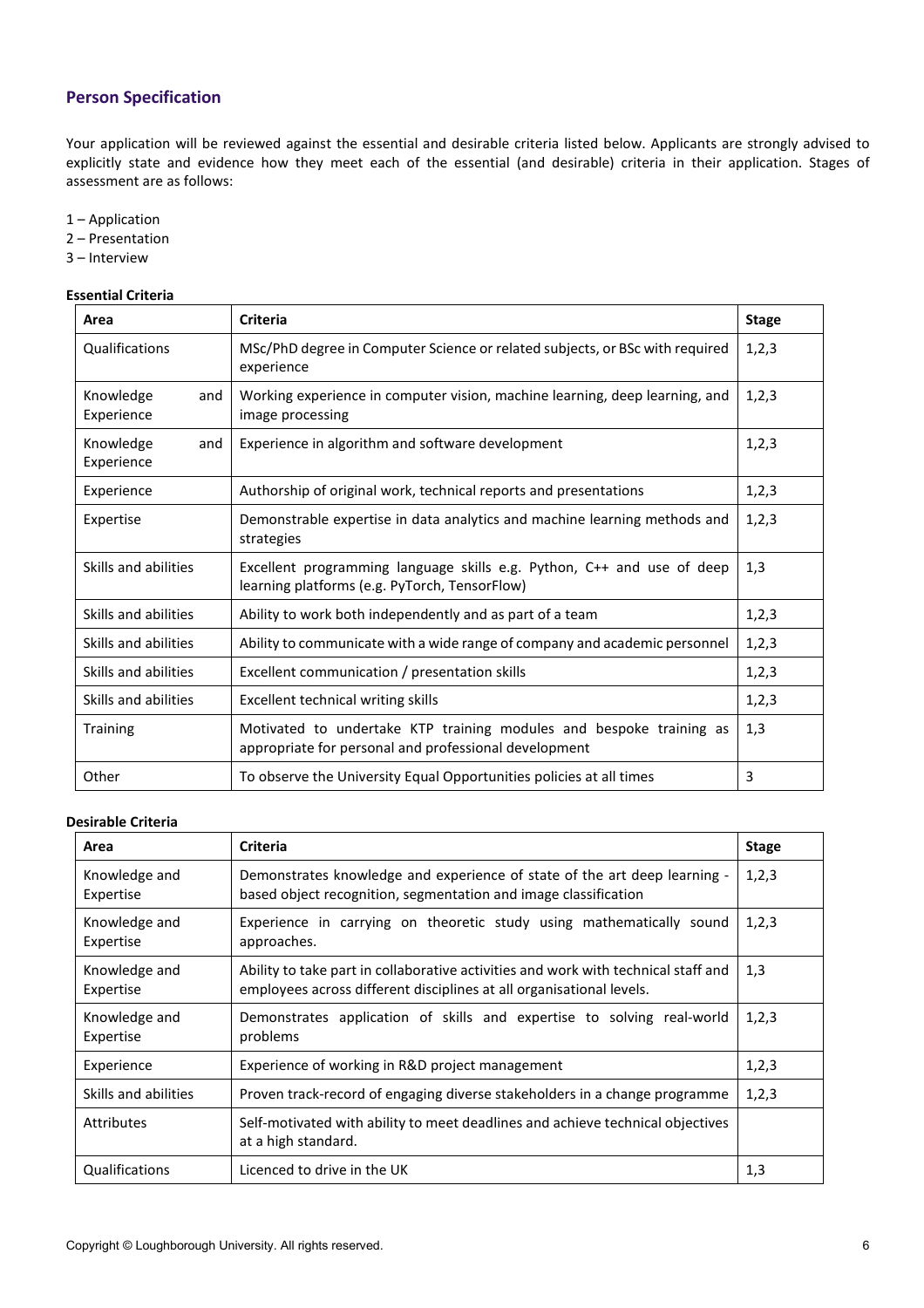## Person Specification

Your application will be reviewed against the essential and desirable criteria listed below. Applicants are strongly advised to explicitly state and evidence how they meet each of the essential (and desirable) criteria in their application. Stages of assessment are as follows:

1 – Application
2 – Presentation
3 – Interview

**Essential Criteria**

| Area | Criteria | Stage |
|---|---|---|
| Qualifications | MSc/PhD degree in Computer Science or related subjects, or BSc with required experience | 1,2,3 |
| Knowledge and Experience | Working experience in computer vision, machine learning, deep learning, and image processing | 1,2,3 |
| Knowledge and Experience | Experience in algorithm and software development | 1,2,3 |
| Experience | Authorship of original work, technical reports and presentations | 1,2,3 |
| Expertise | Demonstrable expertise in data analytics and machine learning methods and strategies | 1,2,3 |
| Skills and abilities | Excellent programming language skills e.g. Python, C++ and use of deep learning platforms (e.g. PyTorch, TensorFlow) | 1,3 |
| Skills and abilities | Ability to work both independently and as part of a team | 1,2,3 |
| Skills and abilities | Ability to communicate with a wide range of company and academic personnel | 1,2,3 |
| Skills and abilities | Excellent communication / presentation skills | 1,2,3 |
| Skills and abilities | Excellent technical writing skills | 1,2,3 |
| Training | Motivated to undertake KTP training modules and bespoke training as appropriate for personal and professional development | 1,3 |
| Other | To observe the University Equal Opportunities policies at all times | 3 |

**Desirable Criteria**

| Area | Criteria | Stage |
|---|---|---|
| Knowledge and Expertise | Demonstrates knowledge and experience of state of the art deep learning - based object recognition, segmentation and image classification | 1,2,3 |
| Knowledge and Expertise | Experience in carrying on theoretic study using mathematically sound approaches. | 1,2,3 |
| Knowledge and Expertise | Ability to take part in collaborative activities and work with technical staff and employees across different disciplines at all organisational levels. | 1,3 |
| Knowledge and Expertise | Demonstrates application of skills and expertise to solving real-world problems | 1,2,3 |
| Experience | Experience of working in R&D project management | 1,2,3 |
| Skills and abilities | Proven track-record of engaging diverse stakeholders in a change programme | 1,2,3 |
| Attributes | Self-motivated with ability to meet deadlines and achieve technical objectives at a high standard. | |
| Qualifications | Licenced to drive in the UK | 1,3 |

Copyright © Loughborough University. All rights reserved.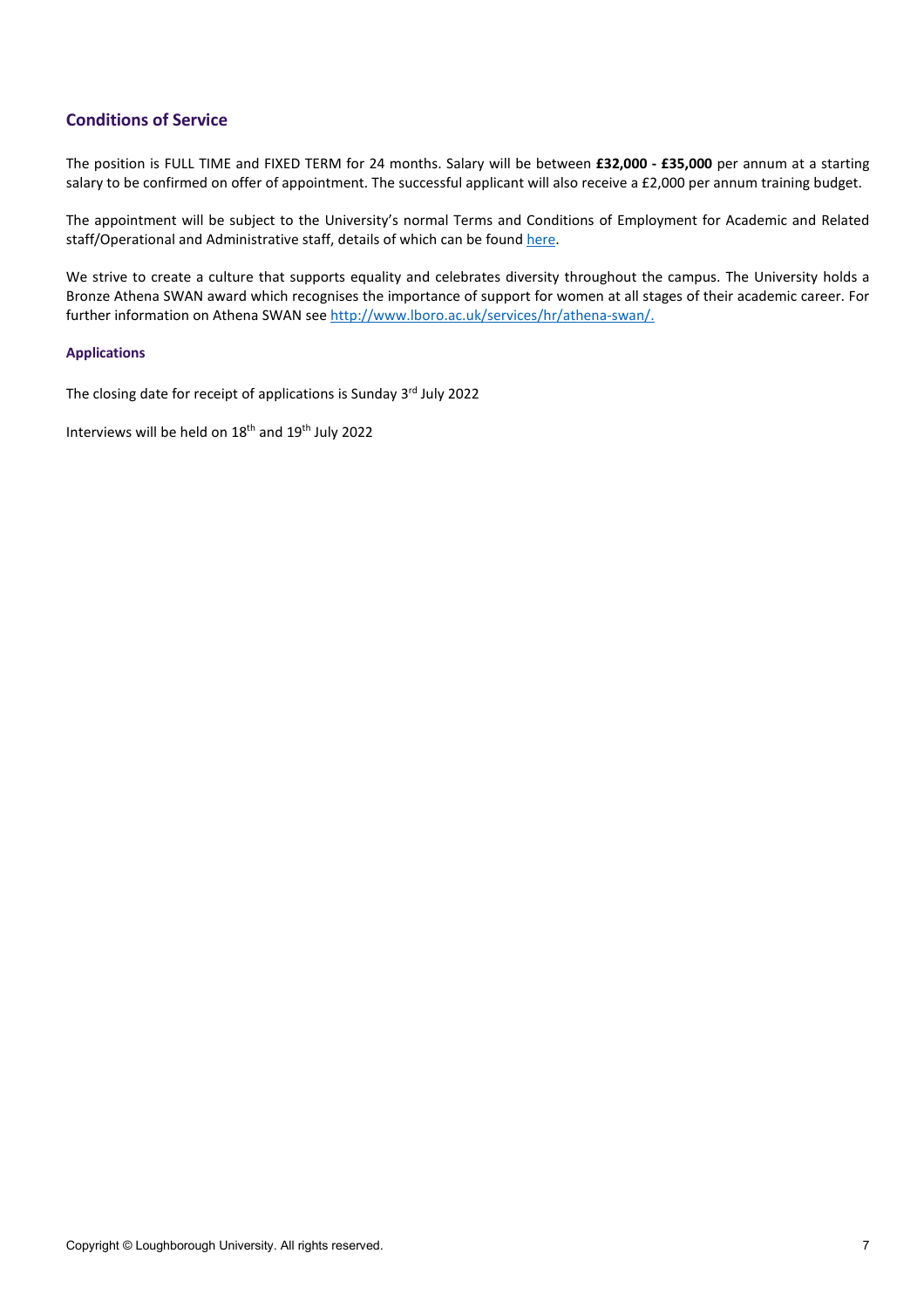## Conditions of Service

The position is FULL TIME and FIXED TERM for 24 months. Salary will be between **£32,000 - £35,000** per annum at a starting salary to be confirmed on offer of appointment. The successful applicant will also receive a £2,000 per annum training budget.

The appointment will be subject to the University's normal Terms and Conditions of Employment for Academic and Related staff/Operational and Administrative staff, details of which can be found here.

We strive to create a culture that supports equality and celebrates diversity throughout the campus. The University holds a Bronze Athena SWAN award which recognises the importance of support for women at all stages of their academic career. For further information on Athena SWAN see http://www.lboro.ac.uk/services/hr/athena-swan/.

### Applications

The closing date for receipt of applications is Sunday 3rd July 2022

Interviews will be held on 18th and 19th July 2022